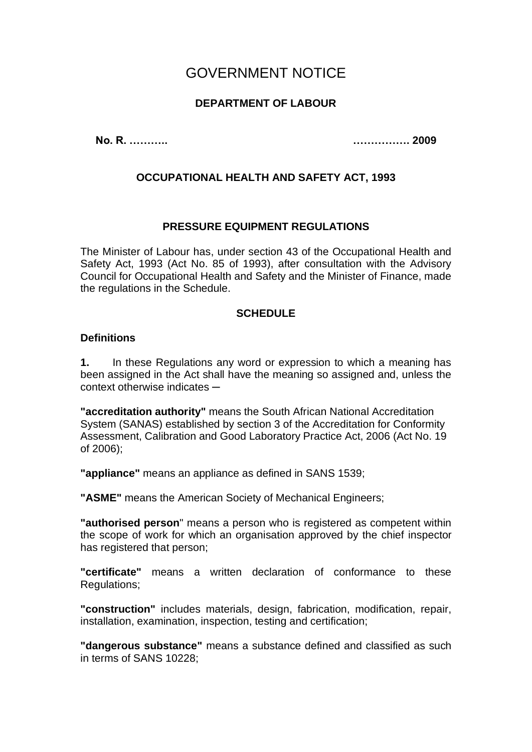# GOVERNMENT NOTICE

**DEPARTMENT OF LABOUR**

**No. R. ………..** **……………. 2009**

**OCCUPATIONAL HEALTH AND SAFETY ACT, 1993**

**PRESSURE EQUIPMENT REGULATIONS**

The Minister of Labour has, under section 43 of the Occupational Health and Safety Act, 1993 (Act No. 85 of 1993), after consultation with the Advisory Council for Occupational Health and Safety and the Minister of Finance, made the regulations in the Schedule.

**SCHEDULE**

**Definitions**

**1.** In these Regulations any word or expression to which a meaning has been assigned in the Act shall have the meaning so assigned and, unless the context otherwise indicates ─

**"accreditation authority"** means the South African National Accreditation System (SANAS) established by section 3 of the Accreditation for Conformity Assessment, Calibration and Good Laboratory Practice Act, 2006 (Act No. 19 of 2006);

**"appliance"** means an appliance as defined in SANS 1539;

**"ASME"** means the American Society of Mechanical Engineers;

**"authorised person"** means a person who is registered as competent within the scope of work for which an organisation approved by the chief inspector has registered that person;

**"certificate"** means a written declaration of conformance to these Regulations;

**"construction"** includes materials, design, fabrication, modification, repair, installation, examination, inspection, testing and certification;

**"dangerous substance"** means a substance defined and classified as such in terms of SANS 10228;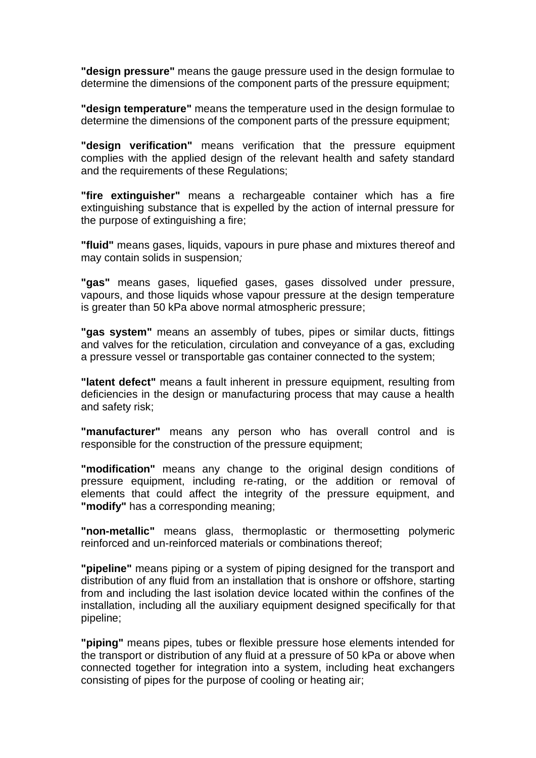**"design pressure"** means the gauge pressure used in the design formulae to determine the dimensions of the component parts of the pressure equipment;

**"design temperature"** means the temperature used in the design formulae to determine the dimensions of the component parts of the pressure equipment;

**"design verification"** means verification that the pressure equipment complies with the applied design of the relevant health and safety standard and the requirements of these Regulations;

**"fire extinguisher"** means a rechargeable container which has a fire extinguishing substance that is expelled by the action of internal pressure for the purpose of extinguishing a fire;

**"fluid"** means gases, liquids, vapours in pure phase and mixtures thereof and may contain solids in suspension;

**"gas"** means gases, liquefied gases, gases dissolved under pressure, vapours, and those liquids whose vapour pressure at the design temperature is greater than 50 kPa above normal atmospheric pressure;

**"gas system"** means an assembly of tubes, pipes or similar ducts, fittings and valves for the reticulation, circulation and conveyance of a gas, excluding a pressure vessel or transportable gas container connected to the system;

**"latent defect"** means a fault inherent in pressure equipment, resulting from deficiencies in the design or manufacturing process that may cause a health and safety risk;

**"manufacturer"** means any person who has overall control and is responsible for the construction of the pressure equipment;

**"modification"** means any change to the original design conditions of pressure equipment, including re-rating, or the addition or removal of elements that could affect the integrity of the pressure equipment, and **"modify"** has a corresponding meaning;

**"non-metallic"** means glass, thermoplastic or thermosetting polymeric reinforced and un-reinforced materials or combinations thereof;

**"pipeline"** means piping or a system of piping designed for the transport and distribution of any fluid from an installation that is onshore or offshore, starting from and including the last isolation device located within the confines of the installation, including all the auxiliary equipment designed specifically for that pipeline;

**"piping"** means pipes, tubes or flexible pressure hose elements intended for the transport or distribution of any fluid at a pressure of 50 kPa or above when connected together for integration into a system, including heat exchangers consisting of pipes for the purpose of cooling or heating air;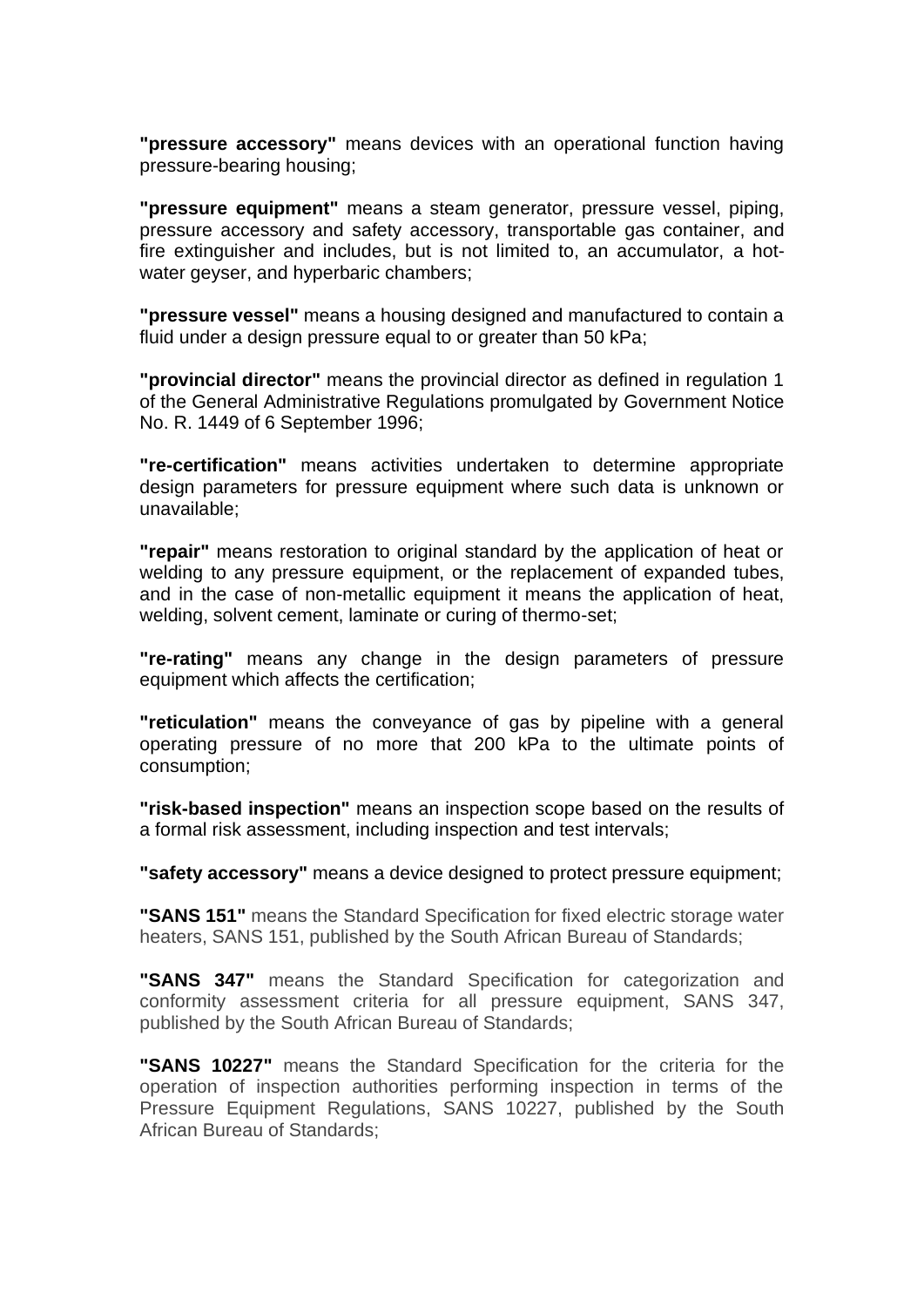**"pressure accessory"** means devices with an operational function having pressure-bearing housing;

**"pressure equipment"** means a steam generator, pressure vessel, piping, pressure accessory and safety accessory, transportable gas container, and fire extinguisher and includes, but is not limited to, an accumulator, a hot-water geyser, and hyperbaric chambers;

**"pressure vessel"** means a housing designed and manufactured to contain a fluid under a design pressure equal to or greater than 50 kPa;

**"provincial director"** means the provincial director as defined in regulation 1 of the General Administrative Regulations promulgated by Government Notice No. R. 1449 of 6 September 1996;

**"re-certification"** means activities undertaken to determine appropriate design parameters for pressure equipment where such data is unknown or unavailable;

**"repair"** means restoration to original standard by the application of heat or welding to any pressure equipment, or the replacement of expanded tubes, and in the case of non-metallic equipment it means the application of heat, welding, solvent cement, laminate or curing of thermo-set;

**"re-rating"** means any change in the design parameters of pressure equipment which affects the certification;

**"reticulation"** means the conveyance of gas by pipeline with a general operating pressure of no more that 200 kPa to the ultimate points of consumption;

**"risk-based inspection"** means an inspection scope based on the results of a formal risk assessment, including inspection and test intervals;

**"safety accessory"** means a device designed to protect pressure equipment;

**"SANS 151"** means the Standard Specification for fixed electric storage water heaters, SANS 151, published by the South African Bureau of Standards;

**"SANS 347"** means the Standard Specification for categorization and conformity assessment criteria for all pressure equipment, SANS 347, published by the South African Bureau of Standards;

**"SANS 10227"** means the Standard Specification for the criteria for the operation of inspection authorities performing inspection in terms of the Pressure Equipment Regulations, SANS 10227, published by the South African Bureau of Standards;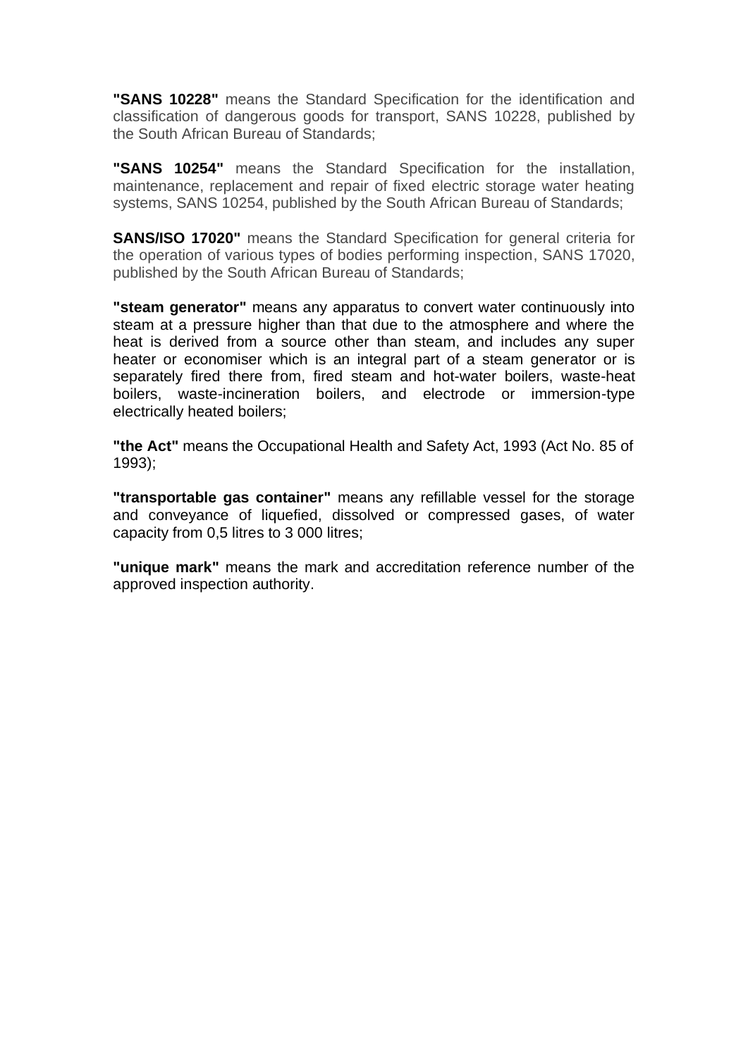**"SANS 10228"** means the Standard Specification for the identification and classification of dangerous goods for transport, SANS 10228, published by the South African Bureau of Standards;

**"SANS 10254"** means the Standard Specification for the installation, maintenance, replacement and repair of fixed electric storage water heating systems, SANS 10254, published by the South African Bureau of Standards;

**SANS/ISO 17020"** means the Standard Specification for general criteria for the operation of various types of bodies performing inspection, SANS 17020, published by the South African Bureau of Standards;

**"steam generator"** means any apparatus to convert water continuously into steam at a pressure higher than that due to the atmosphere and where the heat is derived from a source other than steam, and includes any super heater or economiser which is an integral part of a steam generator or is separately fired there from, fired steam and hot-water boilers, waste-heat boilers, waste-incineration boilers, and electrode or immersion-type electrically heated boilers;

**"the Act"** means the Occupational Health and Safety Act, 1993 (Act No. 85 of 1993);

**"transportable gas container"** means any refillable vessel for the storage and conveyance of liquefied, dissolved or compressed gases, of water capacity from 0,5 litres to 3 000 litres;

**"unique mark"** means the mark and accreditation reference number of the approved inspection authority.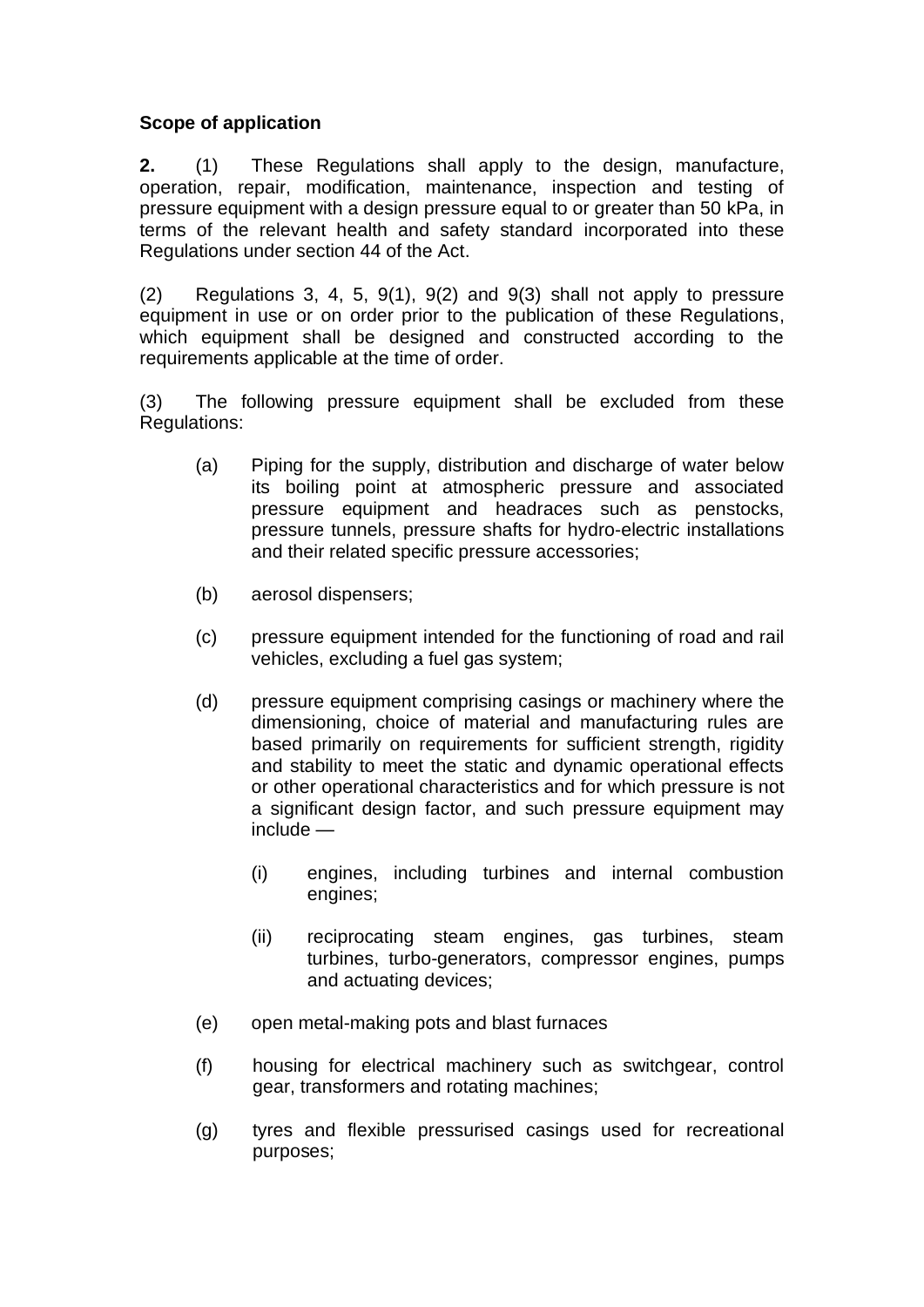**Scope of application**

**2.** (1) These Regulations shall apply to the design, manufacture, operation, repair, modification, maintenance, inspection and testing of pressure equipment with a design pressure equal to or greater than 50 kPa, in terms of the relevant health and safety standard incorporated into these Regulations under section 44 of the Act.

(2) Regulations 3, 4, 5, 9(1), 9(2) and 9(3) shall not apply to pressure equipment in use or on order prior to the publication of these Regulations, which equipment shall be designed and constructed according to the requirements applicable at the time of order.

(3) The following pressure equipment shall be excluded from these Regulations:

(a) Piping for the supply, distribution and discharge of water below its boiling point at atmospheric pressure and associated pressure equipment and headraces such as penstocks, pressure tunnels, pressure shafts for hydro-electric installations and their related specific pressure accessories;

(b) aerosol dispensers;

(c) pressure equipment intended for the functioning of road and rail vehicles, excluding a fuel gas system;

(d) pressure equipment comprising casings or machinery where the dimensioning, choice of material and manufacturing rules are based primarily on requirements for sufficient strength, rigidity and stability to meet the static and dynamic operational effects or other operational characteristics and for which pressure is not a significant design factor, and such pressure equipment may include —

  (i) engines, including turbines and internal combustion engines;

  (ii) reciprocating steam engines, gas turbines, steam turbines, turbo-generators, compressor engines, pumps and actuating devices;

(e) open metal-making pots and blast furnaces

(f) housing for electrical machinery such as switchgear, control gear, transformers and rotating machines;

(g) tyres and flexible pressurised casings used for recreational purposes;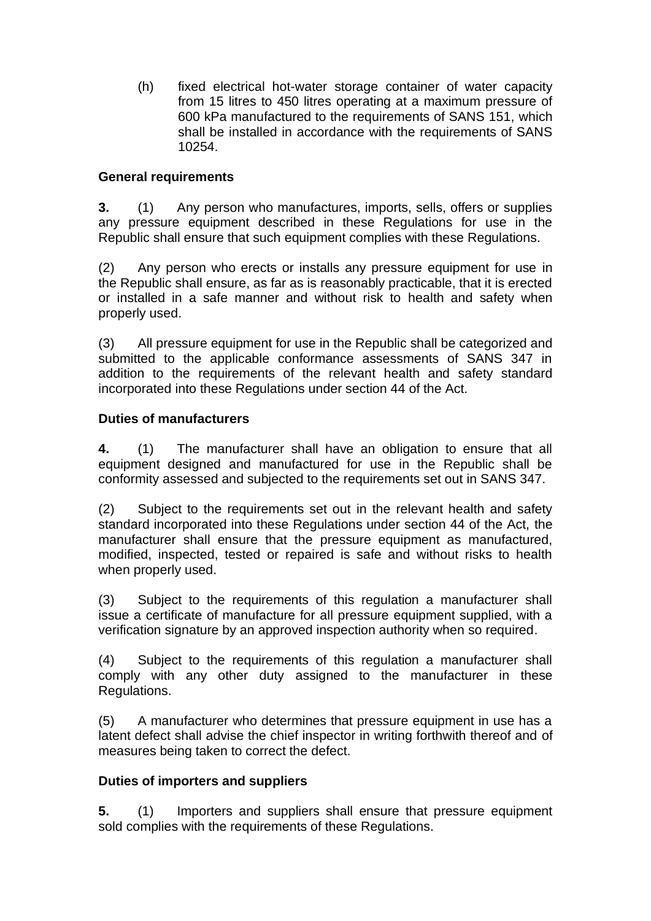(h) fixed electrical hot-water storage container of water capacity from 15 litres to 450 litres operating at a maximum pressure of 600 kPa manufactured to the requirements of SANS 151, which shall be installed in accordance with the requirements of SANS 10254.

**General requirements**

**3.** (1) Any person who manufactures, imports, sells, offers or supplies any pressure equipment described in these Regulations for use in the Republic shall ensure that such equipment complies with these Regulations.

(2) Any person who erects or installs any pressure equipment for use in the Republic shall ensure, as far as is reasonably practicable, that it is erected or installed in a safe manner and without risk to health and safety when properly used.

(3) All pressure equipment for use in the Republic shall be categorized and submitted to the applicable conformance assessments of SANS 347 in addition to the requirements of the relevant health and safety standard incorporated into these Regulations under section 44 of the Act.

**Duties of manufacturers**

**4.** (1) The manufacturer shall have an obligation to ensure that all equipment designed and manufactured for use in the Republic shall be conformity assessed and subjected to the requirements set out in SANS 347.

(2) Subject to the requirements set out in the relevant health and safety standard incorporated into these Regulations under section 44 of the Act, the manufacturer shall ensure that the pressure equipment as manufactured, modified, inspected, tested or repaired is safe and without risks to health when properly used.

(3) Subject to the requirements of this regulation a manufacturer shall issue a certificate of manufacture for all pressure equipment supplied, with a verification signature by an approved inspection authority when so required.

(4) Subject to the requirements of this regulation a manufacturer shall comply with any other duty assigned to the manufacturer in these Regulations.

(5) A manufacturer who determines that pressure equipment in use has a latent defect shall advise the chief inspector in writing forthwith thereof and of measures being taken to correct the defect.

**Duties of importers and suppliers**

**5.** (1) Importers and suppliers shall ensure that pressure equipment sold complies with the requirements of these Regulations.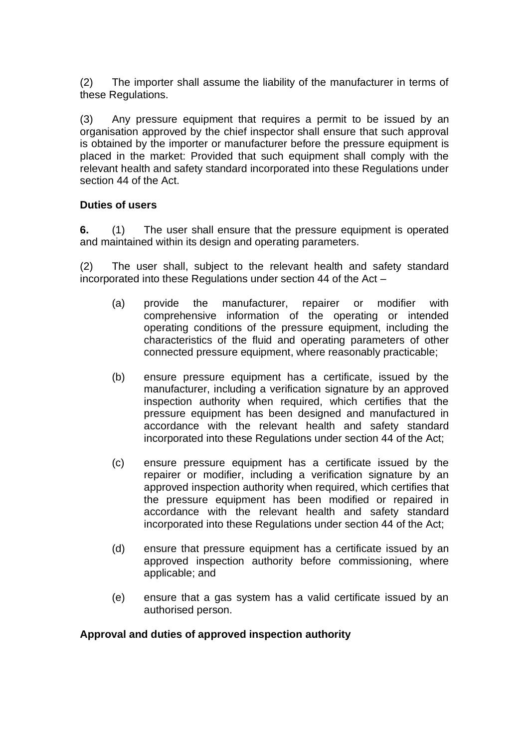(2) The importer shall assume the liability of the manufacturer in terms of these Regulations.

(3) Any pressure equipment that requires a permit to be issued by an organisation approved by the chief inspector shall ensure that such approval is obtained by the importer or manufacturer before the pressure equipment is placed in the market: Provided that such equipment shall comply with the relevant health and safety standard incorporated into these Regulations under section 44 of the Act.

**Duties of users**

**6.** (1) The user shall ensure that the pressure equipment is operated and maintained within its design and operating parameters.

(2) The user shall, subject to the relevant health and safety standard incorporated into these Regulations under section 44 of the Act –

- (a) provide the manufacturer, repairer or modifier with comprehensive information of the operating or intended operating conditions of the pressure equipment, including the characteristics of the fluid and operating parameters of other connected pressure equipment, where reasonably practicable;

- (b) ensure pressure equipment has a certificate, issued by the manufacturer, including a verification signature by an approved inspection authority when required, which certifies that the pressure equipment has been designed and manufactured in accordance with the relevant health and safety standard incorporated into these Regulations under section 44 of the Act;

- (c) ensure pressure equipment has a certificate issued by the repairer or modifier, including a verification signature by an approved inspection authority when required, which certifies that the pressure equipment has been modified or repaired in accordance with the relevant health and safety standard incorporated into these Regulations under section 44 of the Act;

- (d) ensure that pressure equipment has a certificate issued by an approved inspection authority before commissioning, where applicable; and

- (e) ensure that a gas system has a valid certificate issued by an authorised person.

**Approval and duties of approved inspection authority**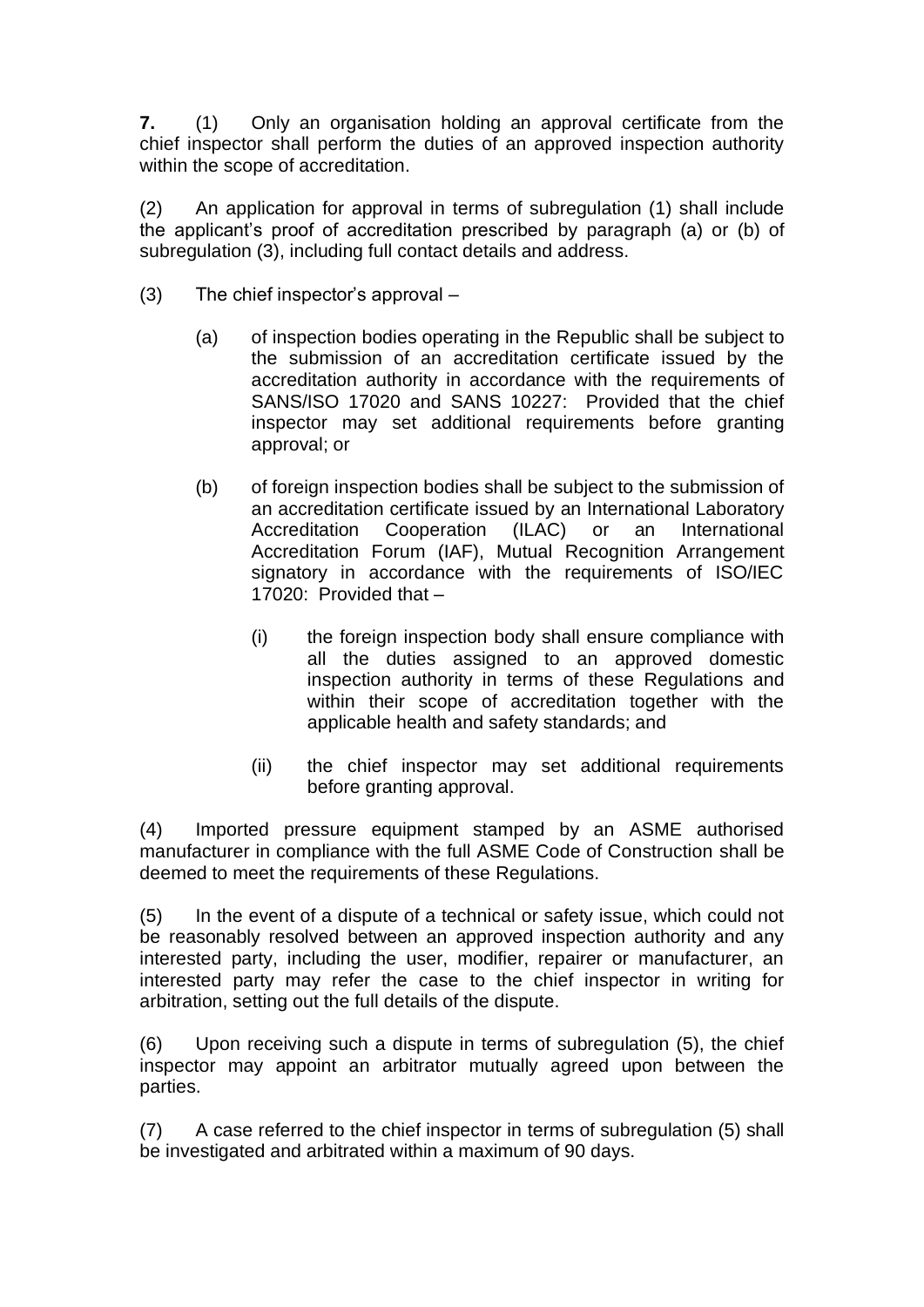**7.** (1) Only an organisation holding an approval certificate from the chief inspector shall perform the duties of an approved inspection authority within the scope of accreditation.

(2) An application for approval in terms of subregulation (1) shall include the applicant's proof of accreditation prescribed by paragraph (a) or (b) of subregulation (3), including full contact details and address.

(3) The chief inspector's approval –

- (a) of inspection bodies operating in the Republic shall be subject to the submission of an accreditation certificate issued by the accreditation authority in accordance with the requirements of SANS/ISO 17020 and SANS 10227: Provided that the chief inspector may set additional requirements before granting approval; or

- (b) of foreign inspection bodies shall be subject to the submission of an accreditation certificate issued by an International Laboratory Accreditation Cooperation (ILAC) or an International Accreditation Forum (IAF), Mutual Recognition Arrangement signatory in accordance with the requirements of ISO/IEC 17020: Provided that –

  - (i) the foreign inspection body shall ensure compliance with all the duties assigned to an approved domestic inspection authority in terms of these Regulations and within their scope of accreditation together with the applicable health and safety standards; and

  - (ii) the chief inspector may set additional requirements before granting approval.

(4) Imported pressure equipment stamped by an ASME authorised manufacturer in compliance with the full ASME Code of Construction shall be deemed to meet the requirements of these Regulations.

(5) In the event of a dispute of a technical or safety issue, which could not be reasonably resolved between an approved inspection authority and any interested party, including the user, modifier, repairer or manufacturer, an interested party may refer the case to the chief inspector in writing for arbitration, setting out the full details of the dispute.

(6) Upon receiving such a dispute in terms of subregulation (5), the chief inspector may appoint an arbitrator mutually agreed upon between the parties.

(7) A case referred to the chief inspector in terms of subregulation (5) shall be investigated and arbitrated within a maximum of 90 days.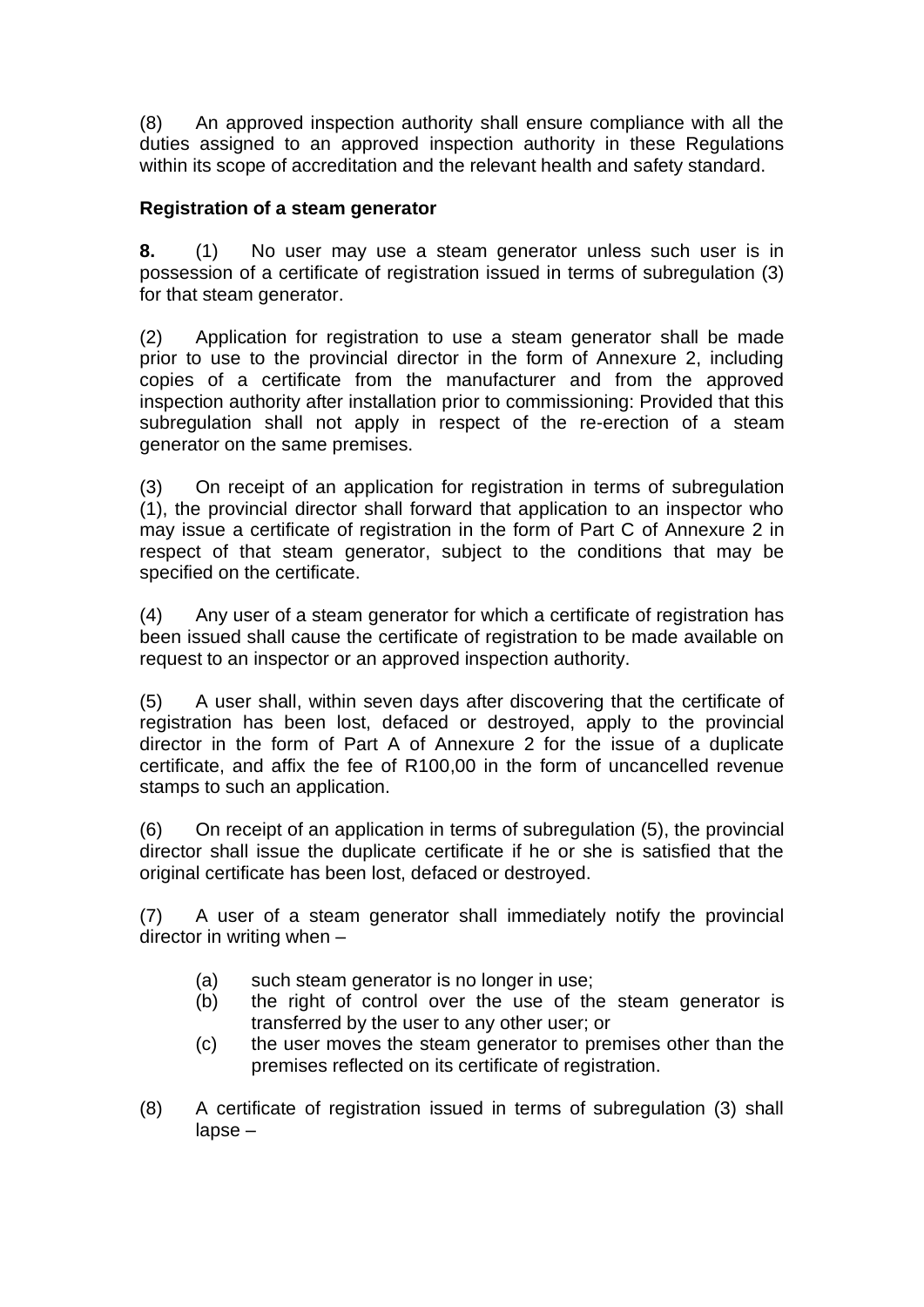(8) An approved inspection authority shall ensure compliance with all the duties assigned to an approved inspection authority in these Regulations within its scope of accreditation and the relevant health and safety standard.

### Registration of a steam generator

**8.** (1) No user may use a steam generator unless such user is in possession of a certificate of registration issued in terms of subregulation (3) for that steam generator.

(2) Application for registration to use a steam generator shall be made prior to use to the provincial director in the form of Annexure 2, including copies of a certificate from the manufacturer and from the approved inspection authority after installation prior to commissioning: Provided that this subregulation shall not apply in respect of the re-erection of a steam generator on the same premises.

(3) On receipt of an application for registration in terms of subregulation (1), the provincial director shall forward that application to an inspector who may issue a certificate of registration in the form of Part C of Annexure 2 in respect of that steam generator, subject to the conditions that may be specified on the certificate.

(4) Any user of a steam generator for which a certificate of registration has been issued shall cause the certificate of registration to be made available on request to an inspector or an approved inspection authority.

(5) A user shall, within seven days after discovering that the certificate of registration has been lost, defaced or destroyed, apply to the provincial director in the form of Part A of Annexure 2 for the issue of a duplicate certificate, and affix the fee of R100,00 in the form of uncancelled revenue stamps to such an application.

(6) On receipt of an application in terms of subregulation (5), the provincial director shall issue the duplicate certificate if he or she is satisfied that the original certificate has been lost, defaced or destroyed.

(7) A user of a steam generator shall immediately notify the provincial director in writing when –

- (a) such steam generator is no longer in use;
- (b) the right of control over the use of the steam generator is transferred by the user to any other user; or
- (c) the user moves the steam generator to premises other than the premises reflected on its certificate of registration.

(8) A certificate of registration issued in terms of subregulation (3) shall lapse –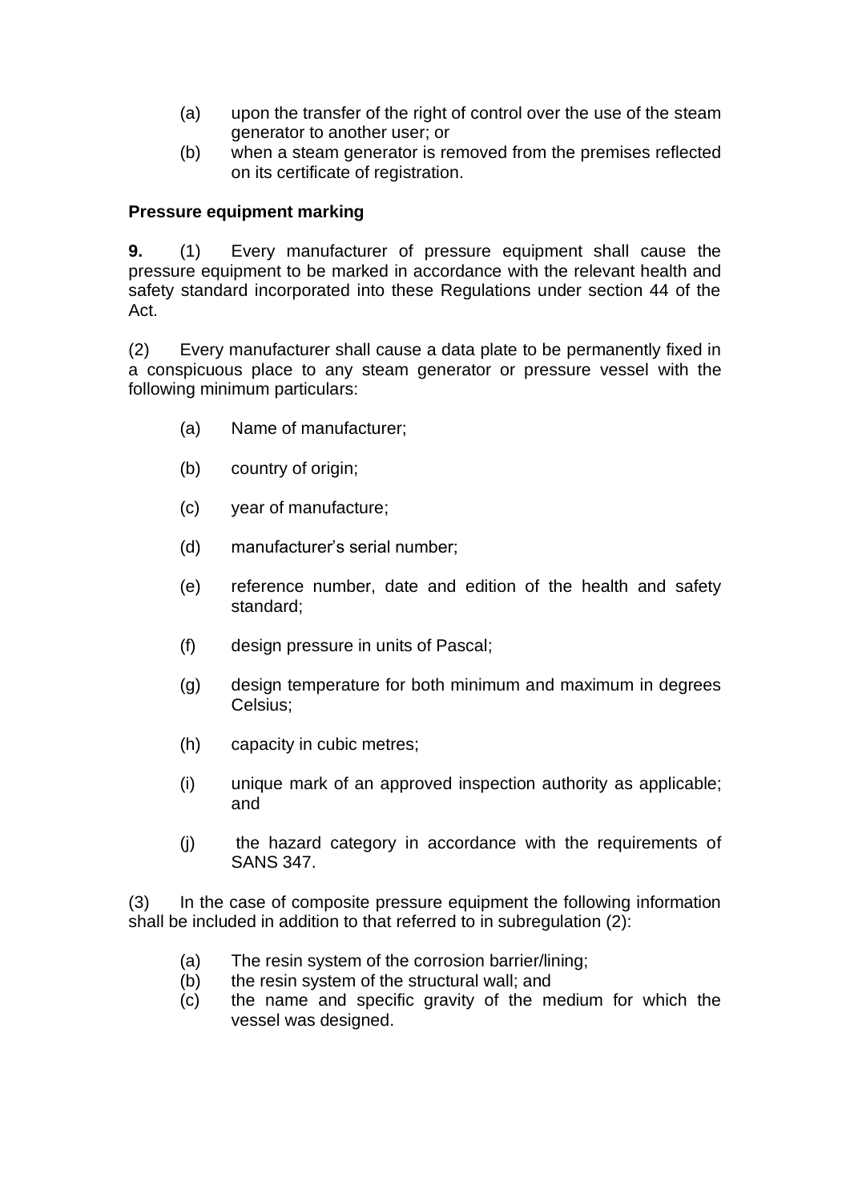(a) upon the transfer of the right of control over the use of the steam generator to another user; or

(b) when a steam generator is removed from the premises reflected on its certificate of registration.

**Pressure equipment marking**

**9.** (1) Every manufacturer of pressure equipment shall cause the pressure equipment to be marked in accordance with the relevant health and safety standard incorporated into these Regulations under section 44 of the Act.

(2) Every manufacturer shall cause a data plate to be permanently fixed in a conspicuous place to any steam generator or pressure vessel with the following minimum particulars:

(a) Name of manufacturer;

(b) country of origin;

(c) year of manufacture;

(d) manufacturer's serial number;

(e) reference number, date and edition of the health and safety standard;

(f) design pressure in units of Pascal;

(g) design temperature for both minimum and maximum in degrees Celsius;

(h) capacity in cubic metres;

(i) unique mark of an approved inspection authority as applicable; and

(j) the hazard category in accordance with the requirements of SANS 347.

(3) In the case of composite pressure equipment the following information shall be included in addition to that referred to in subregulation (2):

(a) The resin system of the corrosion barrier/lining;

(b) the resin system of the structural wall; and

(c) the name and specific gravity of the medium for which the vessel was designed.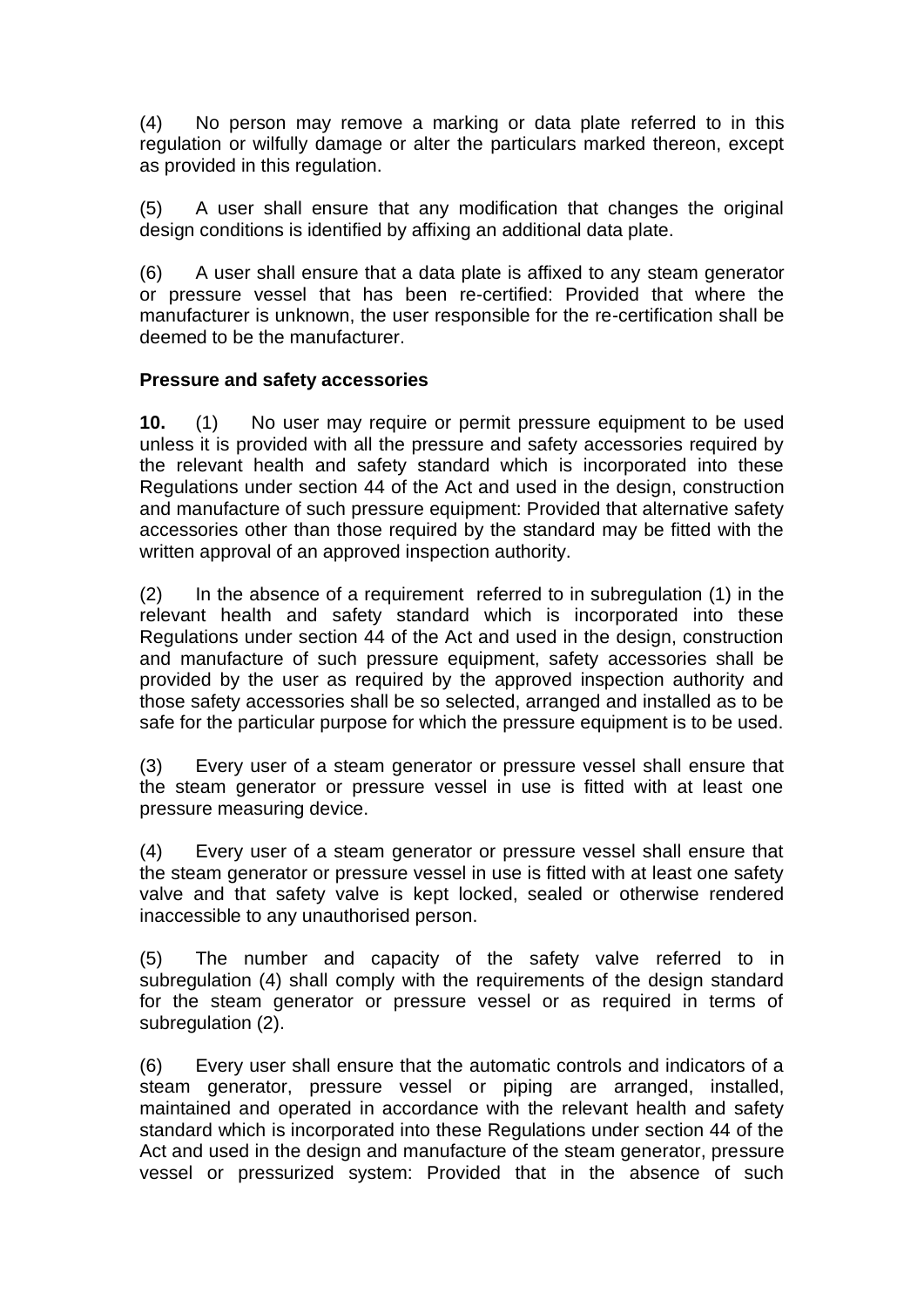(4) No person may remove a marking or data plate referred to in this regulation or wilfully damage or alter the particulars marked thereon, except as provided in this regulation.

(5) A user shall ensure that any modification that changes the original design conditions is identified by affixing an additional data plate.

(6) A user shall ensure that a data plate is affixed to any steam generator or pressure vessel that has been re-certified: Provided that where the manufacturer is unknown, the user responsible for the re-certification shall be deemed to be the manufacturer.

**Pressure and safety accessories**

**10.** (1) No user may require or permit pressure equipment to be used unless it is provided with all the pressure and safety accessories required by the relevant health and safety standard which is incorporated into these Regulations under section 44 of the Act and used in the design, construction and manufacture of such pressure equipment: Provided that alternative safety accessories other than those required by the standard may be fitted with the written approval of an approved inspection authority.

(2) In the absence of a requirement referred to in subregulation (1) in the relevant health and safety standard which is incorporated into these Regulations under section 44 of the Act and used in the design, construction and manufacture of such pressure equipment, safety accessories shall be provided by the user as required by the approved inspection authority and those safety accessories shall be so selected, arranged and installed as to be safe for the particular purpose for which the pressure equipment is to be used.

(3) Every user of a steam generator or pressure vessel shall ensure that the steam generator or pressure vessel in use is fitted with at least one pressure measuring device.

(4) Every user of a steam generator or pressure vessel shall ensure that the steam generator or pressure vessel in use is fitted with at least one safety valve and that safety valve is kept locked, sealed or otherwise rendered inaccessible to any unauthorised person.

(5) The number and capacity of the safety valve referred to in subregulation (4) shall comply with the requirements of the design standard for the steam generator or pressure vessel or as required in terms of subregulation (2).

(6) Every user shall ensure that the automatic controls and indicators of a steam generator, pressure vessel or piping are arranged, installed, maintained and operated in accordance with the relevant health and safety standard which is incorporated into these Regulations under section 44 of the Act and used in the design and manufacture of the steam generator, pressure vessel or pressurized system: Provided that in the absence of such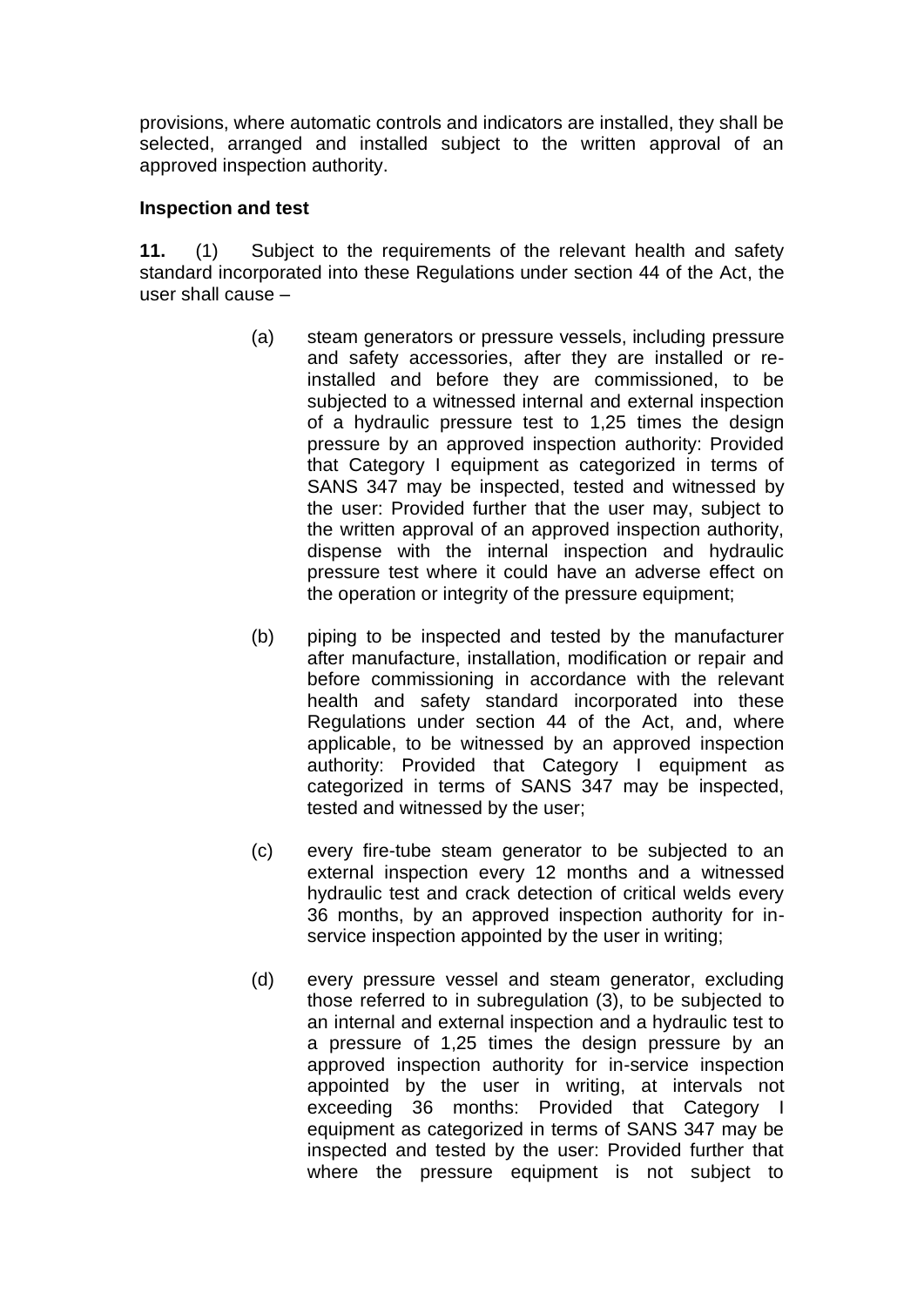provisions, where automatic controls and indicators are installed, they shall be selected, arranged and installed subject to the written approval of an approved inspection authority.

**Inspection and test**

**11.** (1) Subject to the requirements of the relevant health and safety standard incorporated into these Regulations under section 44 of the Act, the user shall cause –

(a) steam generators or pressure vessels, including pressure and safety accessories, after they are installed or re-installed and before they are commissioned, to be subjected to a witnessed internal and external inspection of a hydraulic pressure test to 1,25 times the design pressure by an approved inspection authority: Provided that Category I equipment as categorized in terms of SANS 347 may be inspected, tested and witnessed by the user: Provided further that the user may, subject to the written approval of an approved inspection authority, dispense with the internal inspection and hydraulic pressure test where it could have an adverse effect on the operation or integrity of the pressure equipment;

(b) piping to be inspected and tested by the manufacturer after manufacture, installation, modification or repair and before commissioning in accordance with the relevant health and safety standard incorporated into these Regulations under section 44 of the Act, and, where applicable, to be witnessed by an approved inspection authority: Provided that Category I equipment as categorized in terms of SANS 347 may be inspected, tested and witnessed by the user;

(c) every fire-tube steam generator to be subjected to an external inspection every 12 months and a witnessed hydraulic test and crack detection of critical welds every 36 months, by an approved inspection authority for in-service inspection appointed by the user in writing;

(d) every pressure vessel and steam generator, excluding those referred to in subregulation (3), to be subjected to an internal and external inspection and a hydraulic test to a pressure of 1,25 times the design pressure by an approved inspection authority for in-service inspection appointed by the user in writing, at intervals not exceeding 36 months: Provided that Category I equipment as categorized in terms of SANS 347 may be inspected and tested by the user: Provided further that where the pressure equipment is not subject to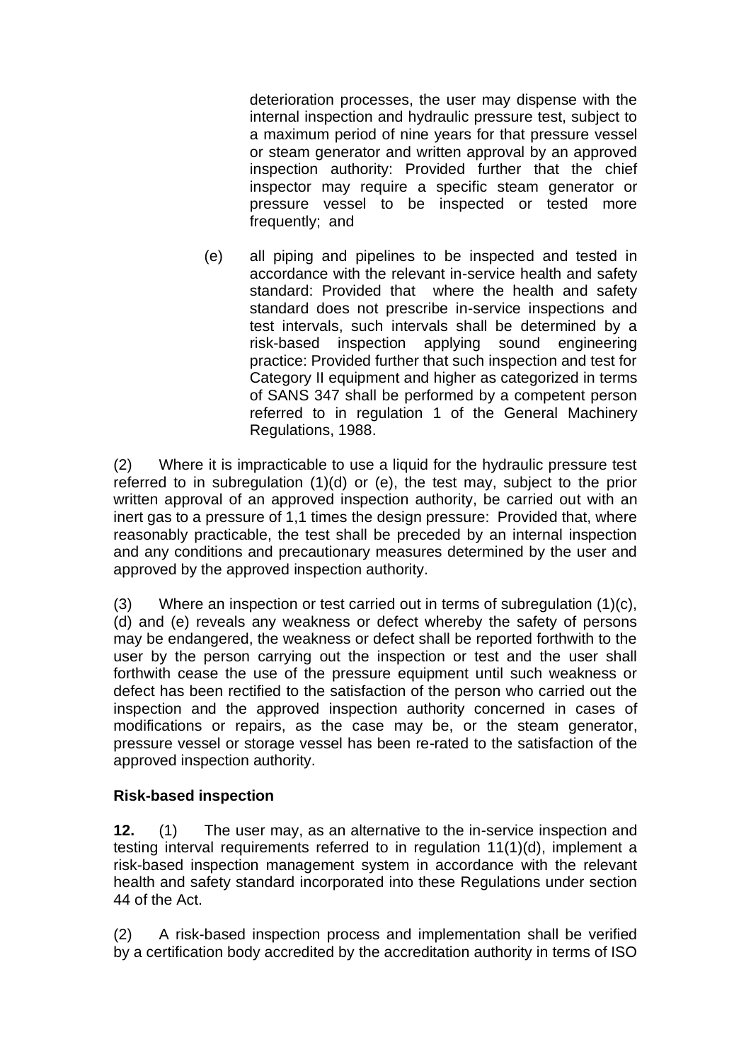deterioration processes, the user may dispense with the internal inspection and hydraulic pressure test, subject to a maximum period of nine years for that pressure vessel or steam generator and written approval by an approved inspection authority: Provided further that the chief inspector may require a specific steam generator or pressure vessel to be inspected or tested more frequently; and

(e) all piping and pipelines to be inspected and tested in accordance with the relevant in-service health and safety standard: Provided that where the health and safety standard does not prescribe in-service inspections and test intervals, such intervals shall be determined by a risk-based inspection applying sound engineering practice: Provided further that such inspection and test for Category II equipment and higher as categorized in terms of SANS 347 shall be performed by a competent person referred to in regulation 1 of the General Machinery Regulations, 1988.

(2) Where it is impracticable to use a liquid for the hydraulic pressure test referred to in subregulation (1)(d) or (e), the test may, subject to the prior written approval of an approved inspection authority, be carried out with an inert gas to a pressure of 1,1 times the design pressure: Provided that, where reasonably practicable, the test shall be preceded by an internal inspection and any conditions and precautionary measures determined by the user and approved by the approved inspection authority.

(3) Where an inspection or test carried out in terms of subregulation (1)(c), (d) and (e) reveals any weakness or defect whereby the safety of persons may be endangered, the weakness or defect shall be reported forthwith to the user by the person carrying out the inspection or test and the user shall forthwith cease the use of the pressure equipment until such weakness or defect has been rectified to the satisfaction of the person who carried out the inspection and the approved inspection authority concerned in cases of modifications or repairs, as the case may be, or the steam generator, pressure vessel or storage vessel has been re-rated to the satisfaction of the approved inspection authority.

**Risk-based inspection**

**12.** (1) The user may, as an alternative to the in-service inspection and testing interval requirements referred to in regulation 11(1)(d), implement a risk-based inspection management system in accordance with the relevant health and safety standard incorporated into these Regulations under section 44 of the Act.

(2) A risk-based inspection process and implementation shall be verified by a certification body accredited by the accreditation authority in terms of ISO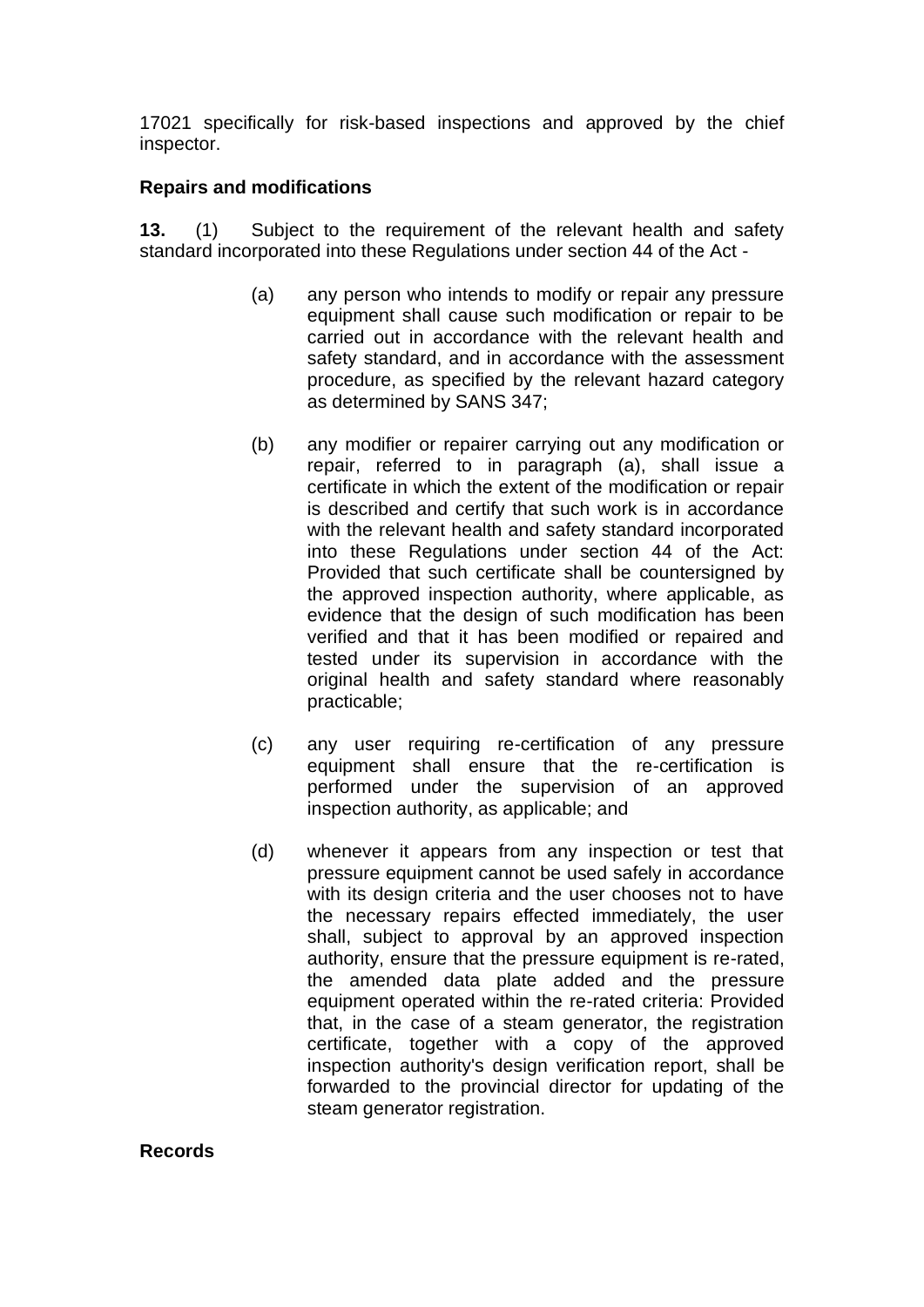17021 specifically for risk-based inspections and approved by the chief inspector.

**Repairs and modifications**

**13.** (1) Subject to the requirement of the relevant health and safety standard incorporated into these Regulations under section 44 of the Act -

(a) any person who intends to modify or repair any pressure equipment shall cause such modification or repair to be carried out in accordance with the relevant health and safety standard, and in accordance with the assessment procedure, as specified by the relevant hazard category as determined by SANS 347;

(b) any modifier or repairer carrying out any modification or repair, referred to in paragraph (a), shall issue a certificate in which the extent of the modification or repair is described and certify that such work is in accordance with the relevant health and safety standard incorporated into these Regulations under section 44 of the Act: Provided that such certificate shall be countersigned by the approved inspection authority, where applicable, as evidence that the design of such modification has been verified and that it has been modified or repaired and tested under its supervision in accordance with the original health and safety standard where reasonably practicable;

(c) any user requiring re-certification of any pressure equipment shall ensure that the re-certification is performed under the supervision of an approved inspection authority, as applicable; and

(d) whenever it appears from any inspection or test that pressure equipment cannot be used safely in accordance with its design criteria and the user chooses not to have the necessary repairs effected immediately, the user shall, subject to approval by an approved inspection authority, ensure that the pressure equipment is re-rated, the amended data plate added and the pressure equipment operated within the re-rated criteria: Provided that, in the case of a steam generator, the registration certificate, together with a copy of the approved inspection authority's design verification report, shall be forwarded to the provincial director for updating of the steam generator registration.

**Records**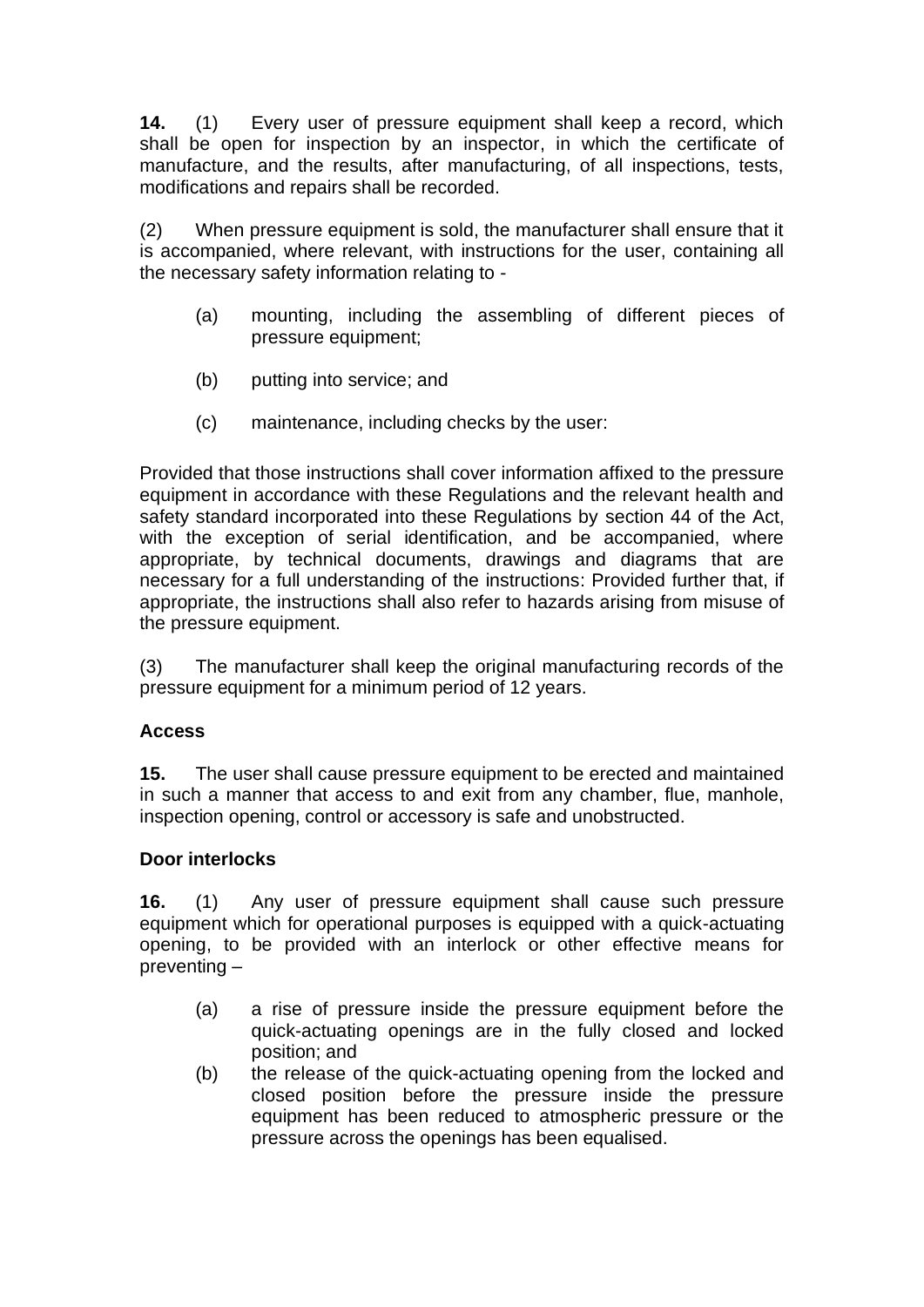**14.** (1) Every user of pressure equipment shall keep a record, which shall be open for inspection by an inspector, in which the certificate of manufacture, and the results, after manufacturing, of all inspections, tests, modifications and repairs shall be recorded.

(2) When pressure equipment is sold, the manufacturer shall ensure that it is accompanied, where relevant, with instructions for the user, containing all the necessary safety information relating to -

- (a) mounting, including the assembling of different pieces of pressure equipment;
- (b) putting into service; and
- (c) maintenance, including checks by the user:

Provided that those instructions shall cover information affixed to the pressure equipment in accordance with these Regulations and the relevant health and safety standard incorporated into these Regulations by section 44 of the Act, with the exception of serial identification, and be accompanied, where appropriate, by technical documents, drawings and diagrams that are necessary for a full understanding of the instructions: Provided further that, if appropriate, the instructions shall also refer to hazards arising from misuse of the pressure equipment.

(3) The manufacturer shall keep the original manufacturing records of the pressure equipment for a minimum period of 12 years.

**Access**

**15.** The user shall cause pressure equipment to be erected and maintained in such a manner that access to and exit from any chamber, flue, manhole, inspection opening, control or accessory is safe and unobstructed.

**Door interlocks**

**16.** (1) Any user of pressure equipment shall cause such pressure equipment which for operational purposes is equipped with a quick-actuating opening, to be provided with an interlock or other effective means for preventing –

- (a) a rise of pressure inside the pressure equipment before the quick-actuating openings are in the fully closed and locked position; and
- (b) the release of the quick-actuating opening from the locked and closed position before the pressure inside the pressure equipment has been reduced to atmospheric pressure or the pressure across the openings has been equalised.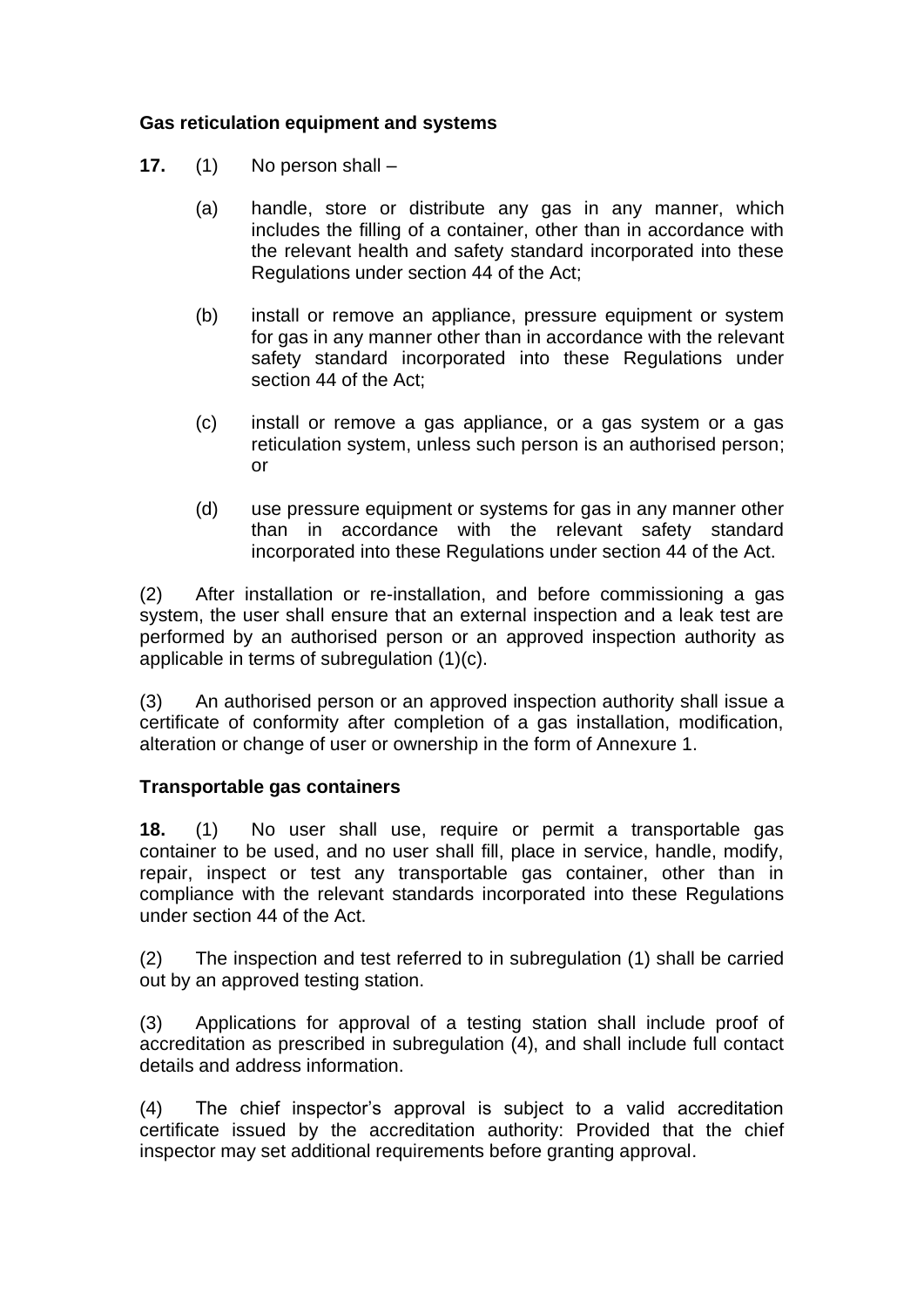### Gas reticulation equipment and systems

**17.** (1) No person shall –

(a) handle, store or distribute any gas in any manner, which includes the filling of a container, other than in accordance with the relevant health and safety standard incorporated into these Regulations under section 44 of the Act;

(b) install or remove an appliance, pressure equipment or system for gas in any manner other than in accordance with the relevant safety standard incorporated into these Regulations under section 44 of the Act;

(c) install or remove a gas appliance, or a gas system or a gas reticulation system, unless such person is an authorised person; or

(d) use pressure equipment or systems for gas in any manner other than in accordance with the relevant safety standard incorporated into these Regulations under section 44 of the Act.

(2) After installation or re-installation, and before commissioning a gas system, the user shall ensure that an external inspection and a leak test are performed by an authorised person or an approved inspection authority as applicable in terms of subregulation (1)(c).

(3) An authorised person or an approved inspection authority shall issue a certificate of conformity after completion of a gas installation, modification, alteration or change of user or ownership in the form of Annexure 1.

### Transportable gas containers

**18.** (1) No user shall use, require or permit a transportable gas container to be used, and no user shall fill, place in service, handle, modify, repair, inspect or test any transportable gas container, other than in compliance with the relevant standards incorporated into these Regulations under section 44 of the Act.

(2) The inspection and test referred to in subregulation (1) shall be carried out by an approved testing station.

(3) Applications for approval of a testing station shall include proof of accreditation as prescribed in subregulation (4), and shall include full contact details and address information.

(4) The chief inspector's approval is subject to a valid accreditation certificate issued by the accreditation authority: Provided that the chief inspector may set additional requirements before granting approval.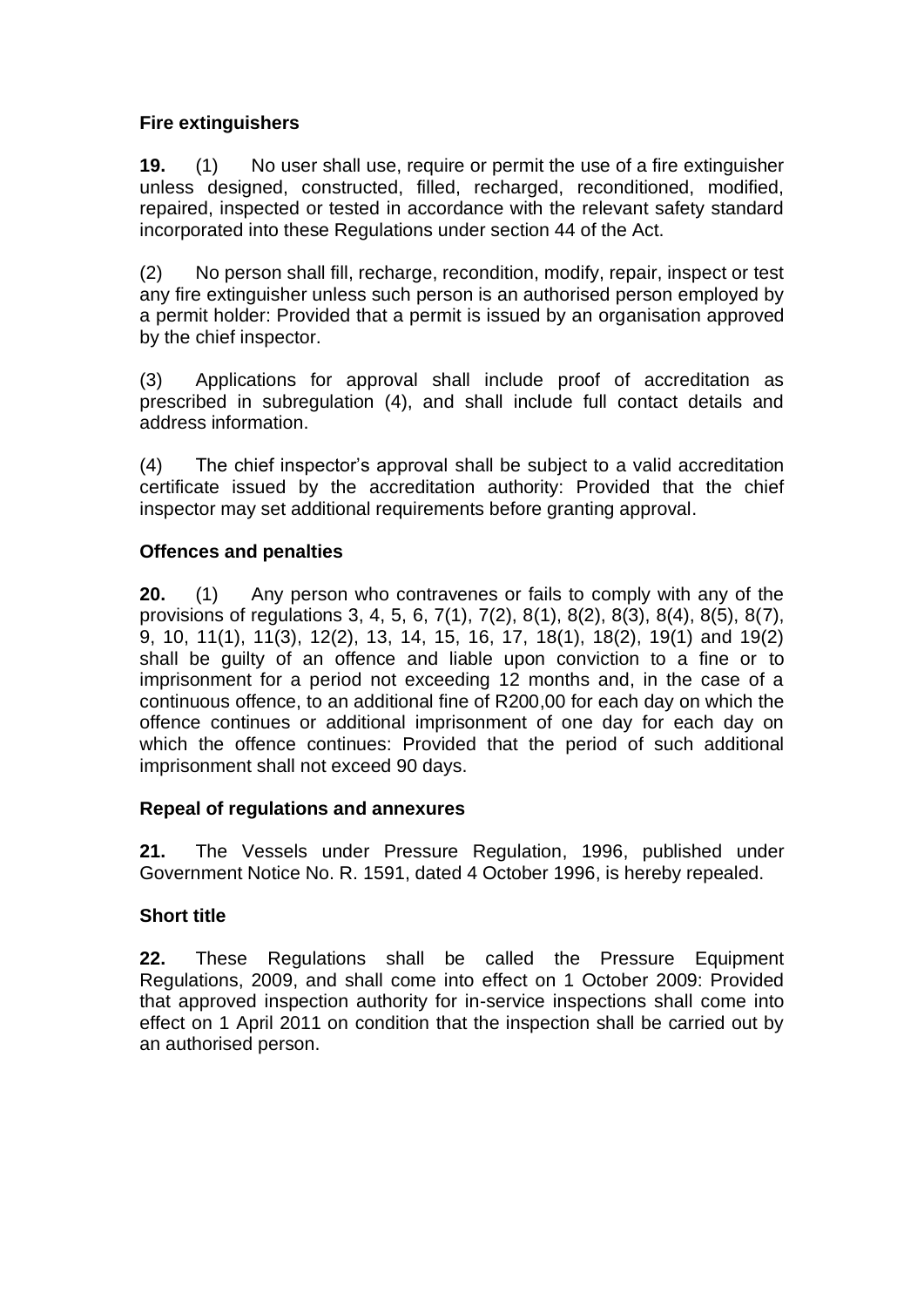### Fire extinguishers

**19.** (1) No user shall use, require or permit the use of a fire extinguisher unless designed, constructed, filled, recharged, reconditioned, modified, repaired, inspected or tested in accordance with the relevant safety standard incorporated into these Regulations under section 44 of the Act.

(2) No person shall fill, recharge, recondition, modify, repair, inspect or test any fire extinguisher unless such person is an authorised person employed by a permit holder: Provided that a permit is issued by an organisation approved by the chief inspector.

(3) Applications for approval shall include proof of accreditation as prescribed in subregulation (4), and shall include full contact details and address information.

(4) The chief inspector's approval shall be subject to a valid accreditation certificate issued by the accreditation authority: Provided that the chief inspector may set additional requirements before granting approval.

### Offences and penalties

**20.** (1) Any person who contravenes or fails to comply with any of the provisions of regulations 3, 4, 5, 6, 7(1), 7(2), 8(1), 8(2), 8(3), 8(4), 8(5), 8(7), 9, 10, 11(1), 11(3), 12(2), 13, 14, 15, 16, 17, 18(1), 18(2), 19(1) and 19(2) shall be guilty of an offence and liable upon conviction to a fine or to imprisonment for a period not exceeding 12 months and, in the case of a continuous offence, to an additional fine of R200,00 for each day on which the offence continues or additional imprisonment of one day for each day on which the offence continues: Provided that the period of such additional imprisonment shall not exceed 90 days.

### Repeal of regulations and annexures

**21.** The Vessels under Pressure Regulation, 1996, published under Government Notice No. R. 1591, dated 4 October 1996, is hereby repealed.

### Short title

**22.** These Regulations shall be called the Pressure Equipment Regulations, 2009, and shall come into effect on 1 October 2009: Provided that approved inspection authority for in-service inspections shall come into effect on 1 April 2011 on condition that the inspection shall be carried out by an authorised person.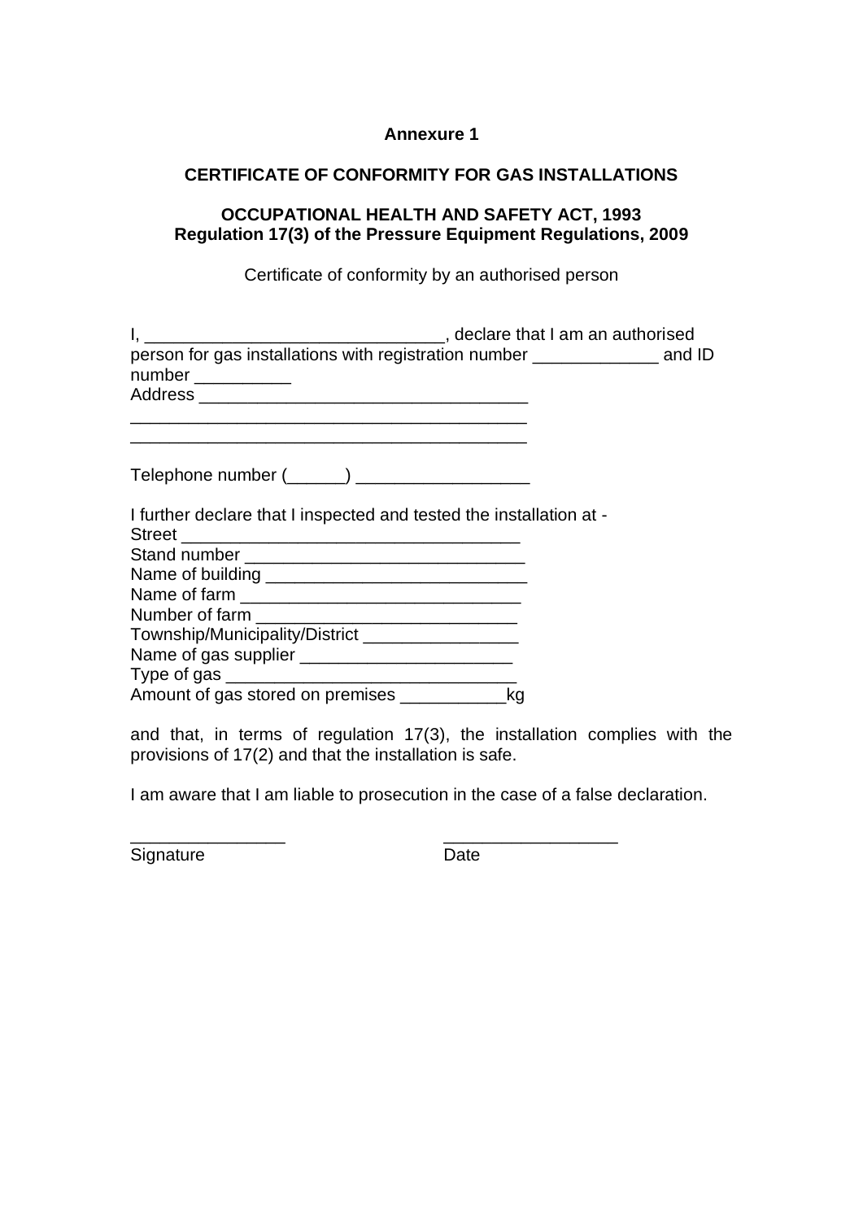**Annexure 1**

**CERTIFICATE OF CONFORMITY FOR GAS INSTALLATIONS**

**OCCUPATIONAL HEALTH AND SAFETY ACT, 1993**
**Regulation 17(3) of the Pressure Equipment Regulations, 2009**

Certificate of conformity by an authorised person

I, ______________________________, declare that I am an authorised person for gas installations with registration number _____________ and ID number __________
Address __________________________________
__________________________________________
__________________________________________

Telephone number (______) __________________

I further declare that I inspected and tested the installation at -
Street ___________________________________
Stand number ____________________________
Name of building __________________________
Name of farm _____________________________
Number of farm ___________________________
Township/Municipality/District ________________
Name of gas supplier ______________________
Type of gas ______________________________
Amount of gas stored on premises ___________kg

and that, in terms of regulation 17(3), the installation complies with the provisions of 17(2) and that the installation is safe.

I am aware that I am liable to prosecution in the case of a false declaration.

________________ __________________
Signature Date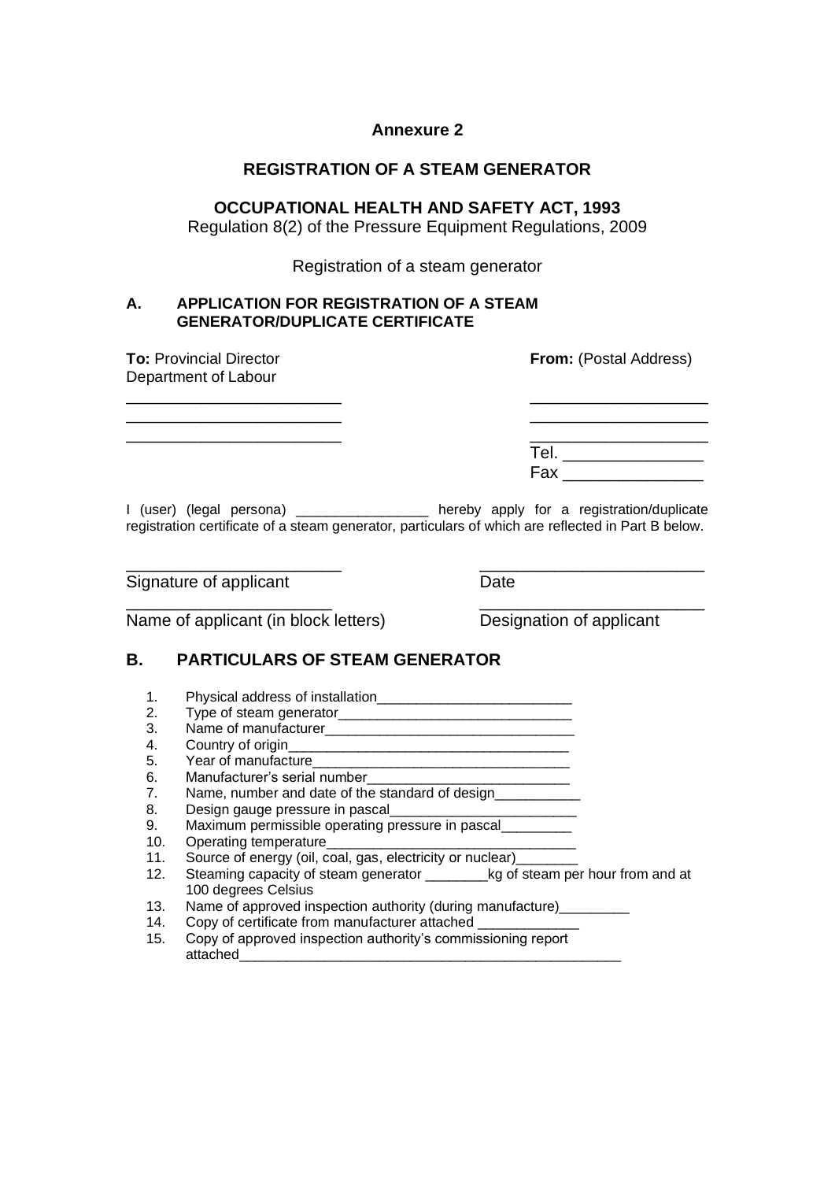**Annexure 2**

**REGISTRATION OF A STEAM GENERATOR**

**OCCUPATIONAL HEALTH AND SAFETY ACT, 1993**

Regulation 8(2) of the Pressure Equipment Regulations, 2009

Registration of a steam generator

## A. APPLICATION FOR REGISTRATION OF A STEAM GENERATOR/DUPLICATE CERTIFICATE

**To:** Provincial Director
Department of Labour
________________________
________________________
________________________

**From:** (Postal Address)
____________________
____________________
____________________
Tel. _______________
Fax _______________

I (user) (legal persona) _________________ hereby apply for a registration/duplicate registration certificate of a steam generator, particulars of which are reflected in Part B below.

________________________
Signature of applicant

________________________
Date

________________________
Name of applicant (in block letters)

________________________
Designation of applicant

## B. PARTICULARS OF STEAM GENERATOR

1. Physical address of installation_________________________
2. Type of steam generator_______________________________
3. Name of manufacturer_________________________________
4. Country of origin____________________________________
5. Year of manufacture__________________________________
6. Manufacturer's serial number__________________________
7. Name, number and date of the standard of design___________
8. Design gauge pressure in pascal________________________
9. Maximum permissible operating pressure in pascal_________
10. Operating temperature________________________________
11. Source of energy (oil, coal, gas, electricity or nuclear)________
12. Steaming capacity of steam generator ________kg of steam per hour from and at 100 degrees Celsius
13. Name of approved inspection authority (during manufacture)_________
14. Copy of certificate from manufacturer attached _____________
15. Copy of approved inspection authority's commissioning report attached____________________________________________________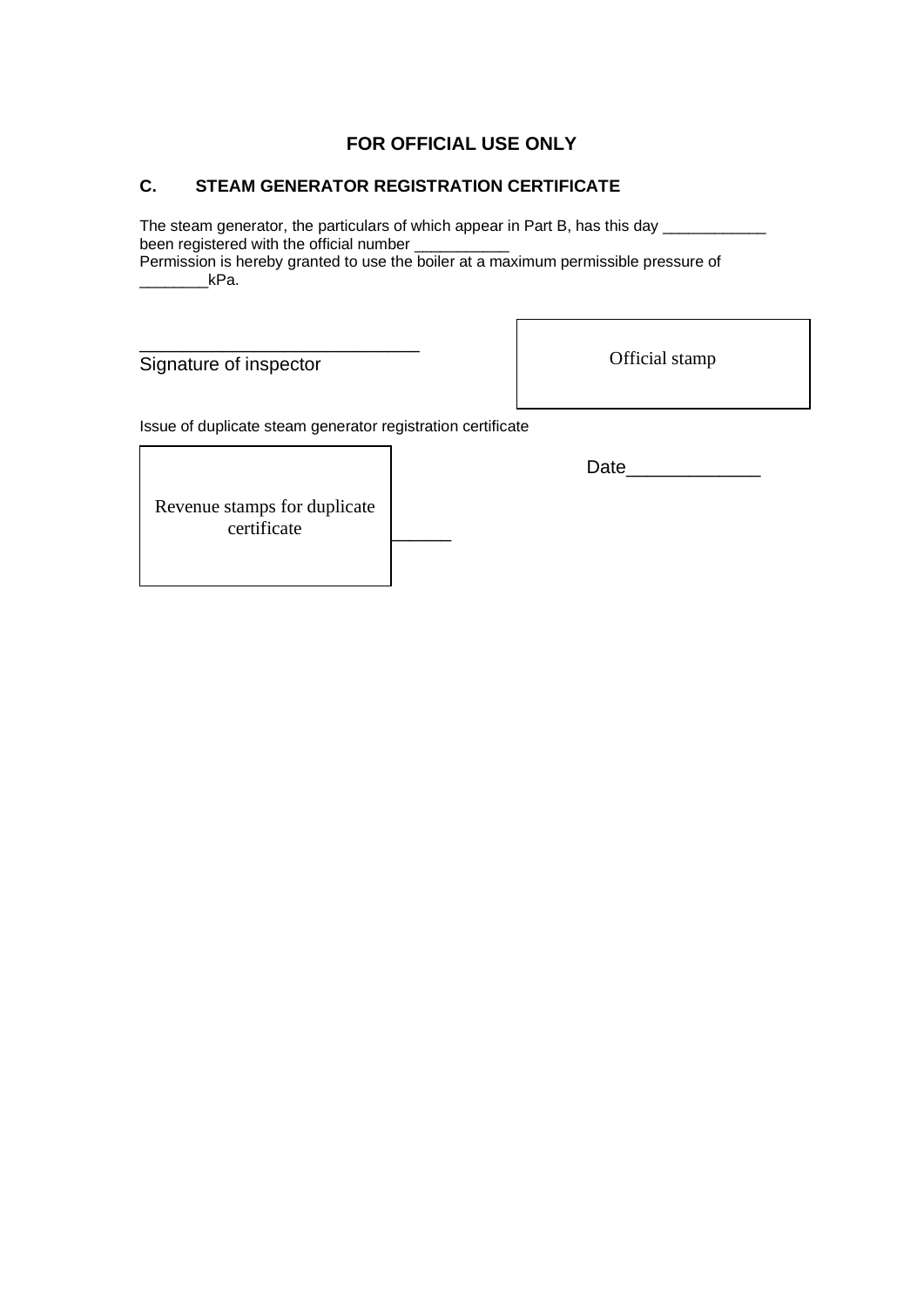**FOR OFFICIAL USE ONLY**

## C. STEAM GENERATOR REGISTRATION CERTIFICATE

The steam generator, the particulars of which appear in Part B, has this day ____________ been registered with the official number ___________
Permission is hereby granted to use the boiler at a maximum permissible pressure of ________kPa.

___________________________
Signature of inspector

Official stamp

Issue of duplicate steam generator registration certificate

Revenue stamps for duplicate certificate

______

Date_____________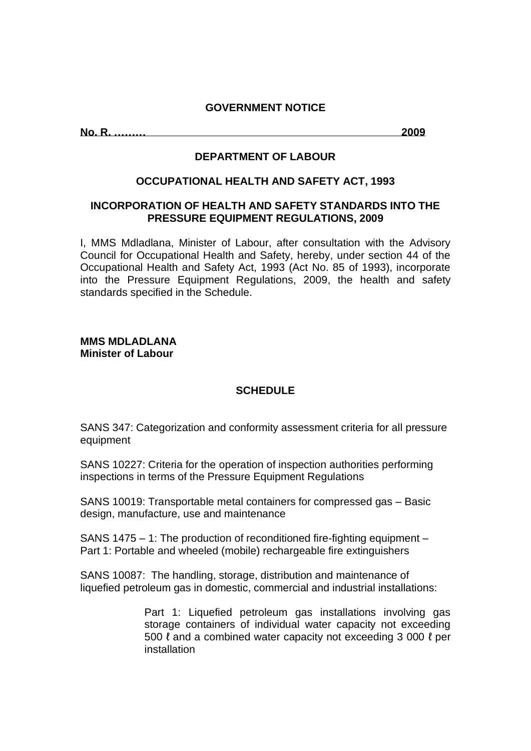**GOVERNMENT NOTICE**

**No. R. ……… 2009**

**DEPARTMENT OF LABOUR**

**OCCUPATIONAL HEALTH AND SAFETY ACT, 1993**

**INCORPORATION OF HEALTH AND SAFETY STANDARDS INTO THE PRESSURE EQUIPMENT REGULATIONS, 2009**

I, MMS Mdladlana, Minister of Labour, after consultation with the Advisory Council for Occupational Health and Safety, hereby, under section 44 of the Occupational Health and Safety Act, 1993 (Act No. 85 of 1993), incorporate into the Pressure Equipment Regulations, 2009, the health and safety standards specified in the Schedule.

**MMS MDLADLANA**
**Minister of Labour**

**SCHEDULE**

SANS 347: Categorization and conformity assessment criteria for all pressure equipment

SANS 10227: Criteria for the operation of inspection authorities performing inspections in terms of the Pressure Equipment Regulations

SANS 10019: Transportable metal containers for compressed gas – Basic design, manufacture, use and maintenance

SANS 1475 – 1: The production of reconditioned fire-fighting equipment – Part 1: Portable and wheeled (mobile) rechargeable fire extinguishers

SANS 10087: The handling, storage, distribution and maintenance of liquefied petroleum gas in domestic, commercial and industrial installations:

> Part 1: Liquefied petroleum gas installations involving gas storage containers of individual water capacity not exceeding 500 ℓ and a combined water capacity not exceeding 3 000 ℓ per installation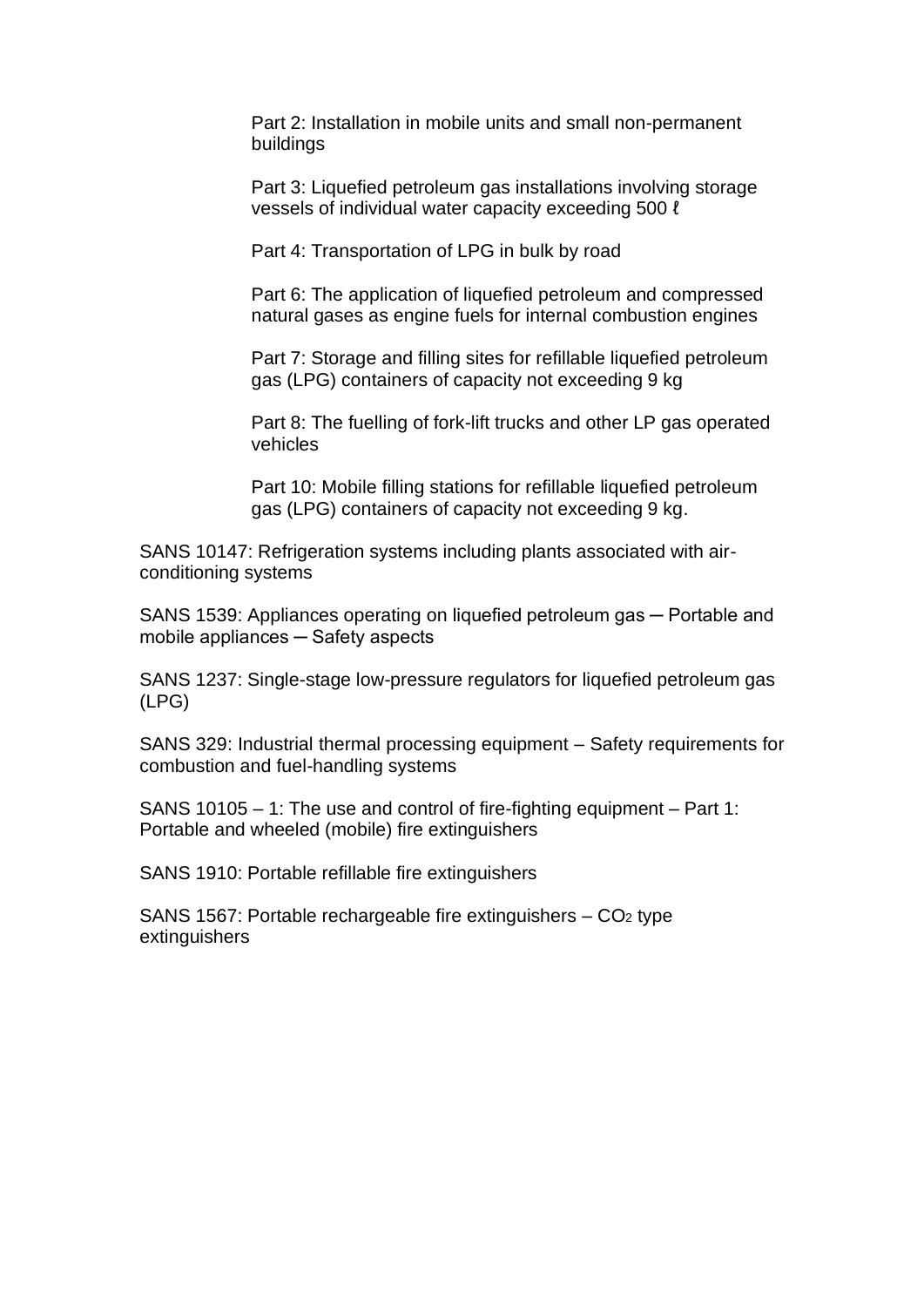Part 2: Installation in mobile units and small non-permanent buildings

Part 3: Liquefied petroleum gas installations involving storage vessels of individual water capacity exceeding 500 ℓ

Part 4: Transportation of LPG in bulk by road

Part 6: The application of liquefied petroleum and compressed natural gases as engine fuels for internal combustion engines

Part 7: Storage and filling sites for refillable liquefied petroleum gas (LPG) containers of capacity not exceeding 9 kg

Part 8: The fuelling of fork-lift trucks and other LP gas operated vehicles

Part 10: Mobile filling stations for refillable liquefied petroleum gas (LPG) containers of capacity not exceeding 9 kg.

SANS 10147: Refrigeration systems including plants associated with air-conditioning systems

SANS 1539: Appliances operating on liquefied petroleum gas ─ Portable and mobile appliances ─ Safety aspects

SANS 1237: Single-stage low-pressure regulators for liquefied petroleum gas (LPG)

SANS 329: Industrial thermal processing equipment – Safety requirements for combustion and fuel-handling systems

SANS 10105 – 1: The use and control of fire-fighting equipment – Part 1: Portable and wheeled (mobile) fire extinguishers

SANS 1910: Portable refillable fire extinguishers

SANS 1567: Portable rechargeable fire extinguishers – $CO_2$ type extinguishers